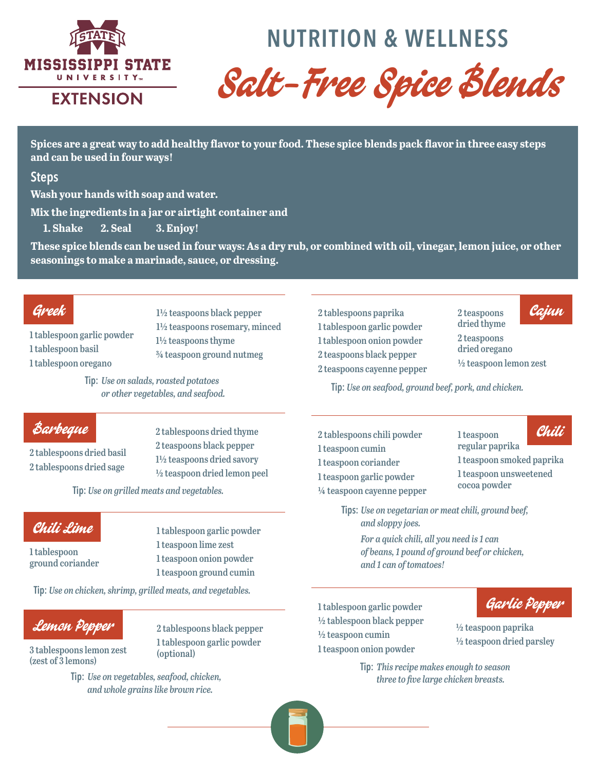# Mississippi State University Extension

## NUTRITION & WELLNESS

# Salt-Free Spice Blends

**Spices are a great way to add healthy flavor to your food. These spice blends pack flavor in three easy steps and can be used in four ways!**

### Steps

**Wash your hands with soap and water.**

**Mix the ingredients in a jar or airtight container and**

**1. Shake 2. Seal 3. Enjoy!**

**These spice blends can be used in four ways: As a dry rub, or combined with oil, vinegar, lemon juice, or other seasonings to make a marinade, sauce, or dressing.**

### Greek

- 1 tablespoon garlic powder
- 1 tablespoon basil
- 1 tablespoon oregano
- 1½ teaspoons black pepper
- 1½ teaspoons rosemary, minced
- 1½ teaspoons thyme
- ¾ teaspoon ground nutmeg

Tip: *Use on salads, roasted potatoes or other vegetables, and seafood.*

### Cajun

- 2 tablespoons paprika
- 1 tablespoon garlic powder
- 1 tablespoon onion powder
- 2 teaspoons black pepper
- 2 teaspoons cayenne pepper
- 2 teaspoons dried thyme
- 2 teaspoons dried oregano
- ½ teaspoon lemon zest

Tip: *Use on seafood, ground beef, pork, and chicken.*

### Barbeque

- 2 tablespoons dried basil
- 2 tablespoons dried sage
- 2 tablespoons dried thyme
- 2 teaspoons black pepper
- 1½ teaspoons dried savory
- ½ teaspoon dried lemon peel

Tip: *Use on grilled meats and vegetables.*

### Chili

- 2 tablespoons chili powder
- 1 teaspoon cumin
- 1 teaspoon coriander
- 1 teaspoon garlic powder
- ¼ teaspoon cayenne pepper
- 1 teaspoon regular paprika
- 1 teaspoon smoked paprika
- 1 teaspoon unsweetened cocoa powder

Tips: *Use on vegetarian or meat chili, ground beef, and sloppy joes.*

*For a quick chili, all you need is 1 can of beans, 1 pound of ground beef or chicken, and 1 can of tomatoes!*

### Chili Lime

- 1 tablespoon ground coriander
- 1 tablespoon garlic powder
- 1 teaspoon lime zest
- 1 teaspoon onion powder
- 1 teaspoon ground cumin

Tip: *Use on chicken, shrimp, grilled meats, and vegetables.*

### Lemon Pepper

- 3 tablespoons lemon zest (zest of 3 lemons)
- 2 tablespoons black pepper
- 1 tablespoon garlic powder (optional)

Tip: *Use on vegetables, seafood, chicken, and whole grains like brown rice.*

### Garlic Pepper

- 1 tablespoon garlic powder
- ½ tablespoon black pepper
- ½ teaspoon cumin
- 1 teaspoon onion powder
- ½ teaspoon paprika
- ½ teaspoon dried parsley

Tip: *This recipe makes enough to season three to five large chicken breasts.*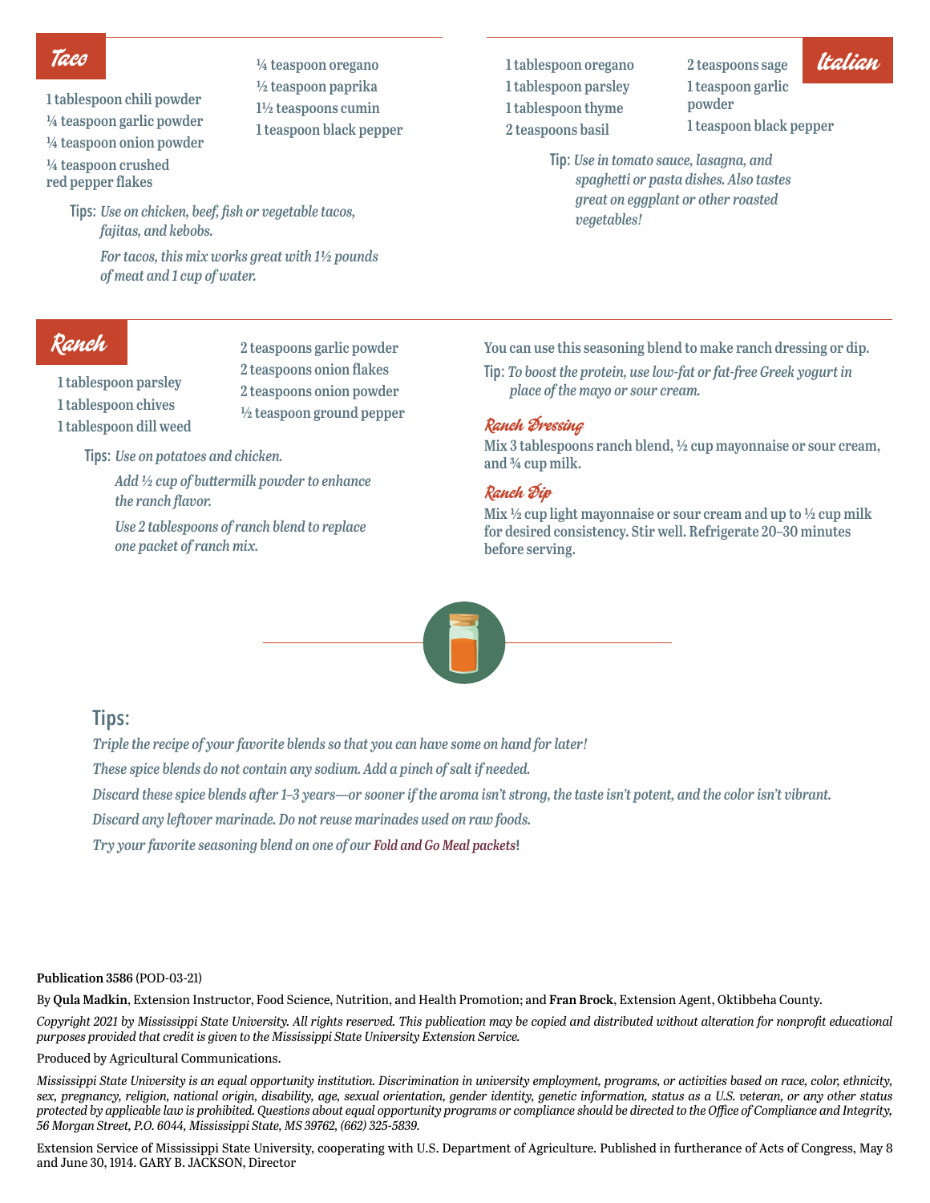## Taco

1 tablespoon chili powder
¼ teaspoon garlic powder
¼ teaspoon onion powder
¼ teaspoon crushed red pepper flakes
¼ teaspoon oregano
½ teaspoon paprika
1½ teaspoons cumin
1 teaspoon black pepper

Tips: *Use on chicken, beef, fish or vegetable tacos, fajitas, and kebobs.*

*For tacos, this mix works great with 1½ pounds of meat and 1 cup of water.*

## Italian

1 tablespoon oregano
1 tablespoon parsley
1 tablespoon thyme
2 teaspoons basil
2 teaspoons sage
1 teaspoon garlic powder
1 teaspoon black pepper

Tip: *Use in tomato sauce, lasagna, and spaghetti or pasta dishes. Also tastes great on eggplant or other roasted vegetables!*

## Ranch

1 tablespoon parsley
1 tablespoon chives
1 tablespoon dill weed
2 teaspoons garlic powder
2 teaspoons onion flakes
2 teaspoons onion powder
½ teaspoon ground pepper

Tips: *Use on potatoes and chicken.*

*Add ½ cup of buttermilk powder to enhance the ranch flavor.*

*Use 2 tablespoons of ranch blend to replace one packet of ranch mix.*

You can use this seasoning blend to make ranch dressing or dip.

Tip: *To boost the protein, use low-fat or fat-free Greek yogurt in place of the mayo or sour cream.*

### Ranch Dressing

Mix 3 tablespoons ranch blend, ½ cup mayonnaise or sour cream, and ¾ cup milk.

### Ranch Dip

Mix ½ cup light mayonnaise or sour cream and up to ½ cup milk for desired consistency. Stir well. Refrigerate 20–30 minutes before serving.

## Tips:

*Triple the recipe of your favorite blends so that you can have some on hand for later!*

*These spice blends do not contain any sodium. Add a pinch of salt if needed.*

*Discard these spice blends after 1–3 years—or sooner if the aroma isn't strong, the taste isn't potent, and the color isn't vibrant.*

*Discard any leftover marinade. Do not reuse marinades used on raw foods.*

*Try your favorite seasoning blend on one of our Fold and Go Meal packets!*

**Publication 3586** (POD-03-21)

By **Qula Madkin**, Extension Instructor, Food Science, Nutrition, and Health Promotion; and **Fran Brock**, Extension Agent, Oktibbeha County.

*Copyright 2021 by Mississippi State University. All rights reserved. This publication may be copied and distributed without alteration for nonprofit educational purposes provided that credit is given to the Mississippi State University Extension Service.*

Produced by Agricultural Communications.

*Mississippi State University is an equal opportunity institution. Discrimination in university employment, programs, or activities based on race, color, ethnicity, sex, pregnancy, religion, national origin, disability, age, sexual orientation, gender identity, genetic information, status as a U.S. veteran, or any other status protected by applicable law is prohibited. Questions about equal opportunity programs or compliance should be directed to the Office of Compliance and Integrity, 56 Morgan Street, P.O. 6044, Mississippi State, MS 39762, (662) 325-5839.*

Extension Service of Mississippi State University, cooperating with U.S. Department of Agriculture. Published in furtherance of Acts of Congress, May 8 and June 30, 1914. GARY B. JACKSON, Director